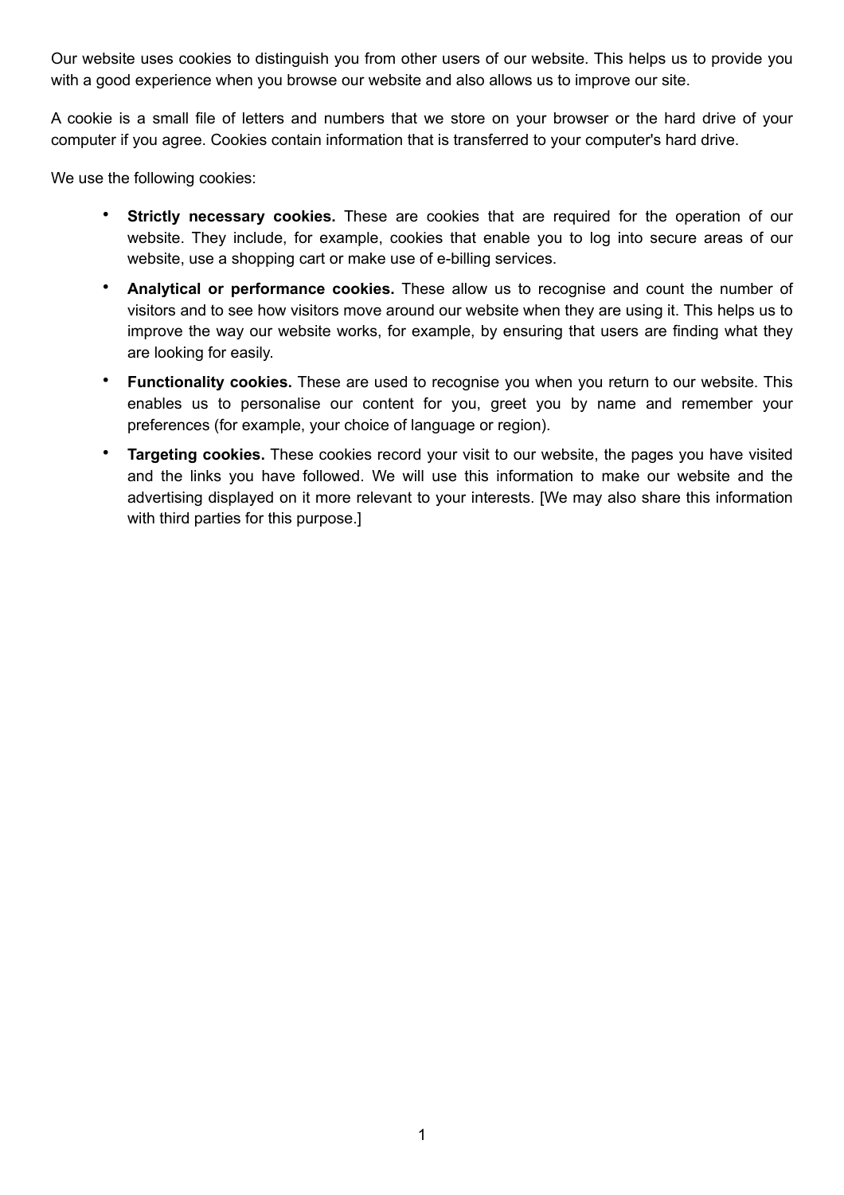Our website uses cookies to distinguish you from other users of our website. This helps us to provide you with a good experience when you browse our website and also allows us to improve our site.

A cookie is a small file of letters and numbers that we store on your browser or the hard drive of your computer if you agree. Cookies contain information that is transferred to your computer's hard drive.

We use the following cookies:

- **Strictly necessary cookies.** These are cookies that are required for the operation of our website. They include, for example, cookies that enable you to log into secure areas of our website, use a shopping cart or make use of e-billing services.
- **Analytical or performance cookies.** These allow us to recognise and count the number of visitors and to see how visitors move around our website when they are using it. This helps us to improve the way our website works, for example, by ensuring that users are finding what they are looking for easily.
- **Functionality cookies.** These are used to recognise you when you return to our website. This enables us to personalise our content for you, greet you by name and remember your preferences (for example, your choice of language or region).
- **Targeting cookies.** These cookies record your visit to our website, the pages you have visited and the links you have followed. We will use this information to make our website and the advertising displayed on it more relevant to your interests. [We may also share this information with third parties for this purpose.]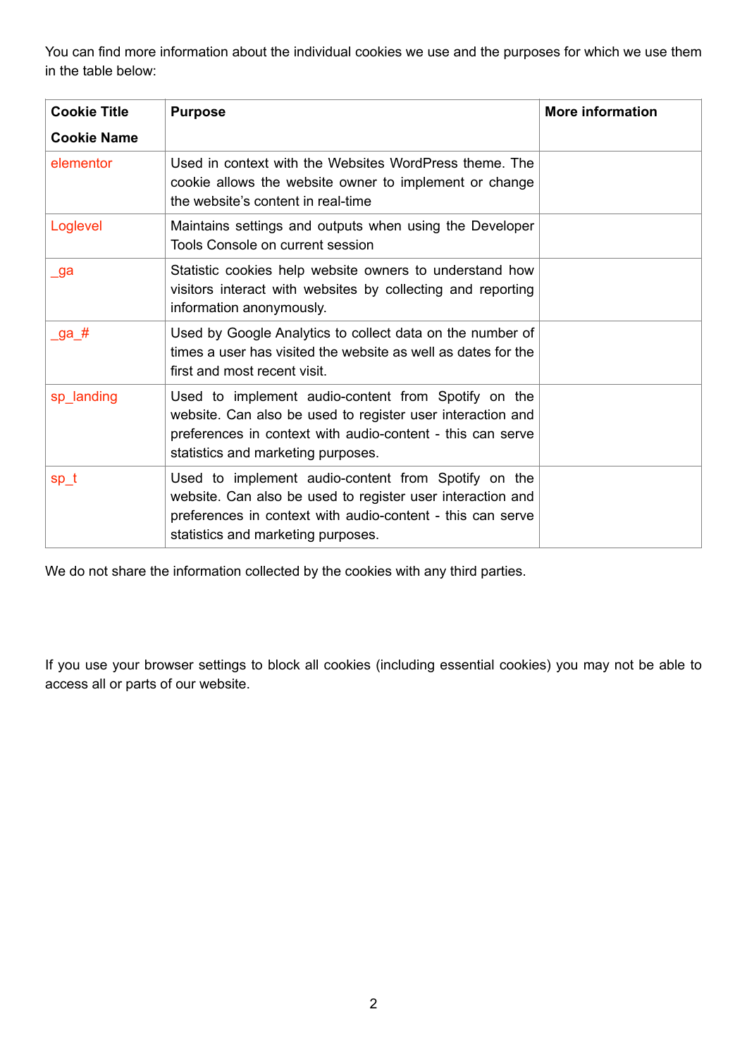You can find more information about the individual cookies we use and the purposes for which we use them in the table below:

| Cookie Title<br>Cookie Name | Purpose | More information |
|---|---|---|
| elementor | Used in context with the Websites WordPress theme. The cookie allows the website owner to implement or change the website's content in real-time | |
| Loglevel | Maintains settings and outputs when using the Developer Tools Console on current session | |
| _ga | Statistic cookies help website owners to understand how visitors interact with websites by collecting and reporting information anonymously. | |
| _ga_# | Used by Google Analytics to collect data on the number of times a user has visited the website as well as dates for the first and most recent visit. | |
| sp_landing | Used to implement audio-content from Spotify on the website. Can also be used to register user interaction and preferences in context with audio-content - this can serve statistics and marketing purposes. | |
| sp_t | Used to implement audio-content from Spotify on the website. Can also be used to register user interaction and preferences in context with audio-content - this can serve statistics and marketing purposes. | |

We do not share the information collected by the cookies with any third parties.

If you use your browser settings to block all cookies (including essential cookies) you may not be able to access all or parts of our website.